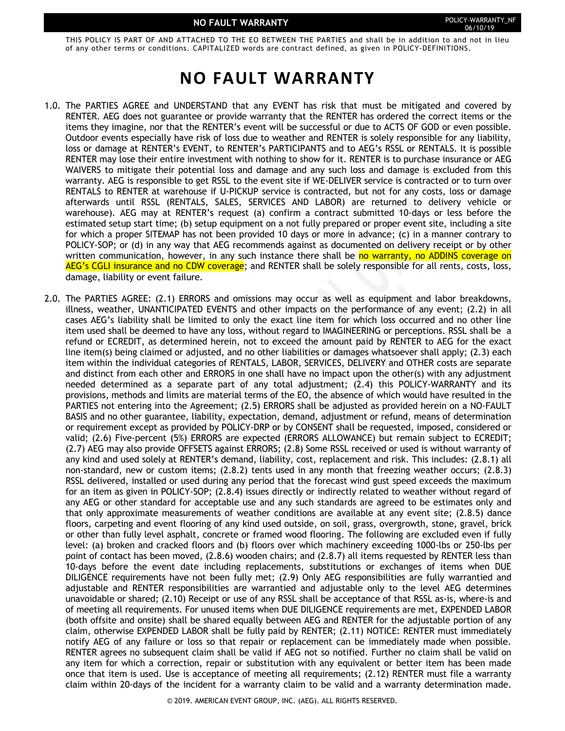THIS POLICY IS PART OF AND ATTACHED TO THE EO BETWEEN THE PARTIES and shall be in addition to and not in lieu of any other terms or conditions. CAPITALIZED words are contract defined, as given in POLICY-DEFINITIONS.

# NO FAULT WARRANTY

1.0. The PARTIES AGREE and UNDERSTAND that any EVENT has risk that must be mitigated and covered by RENTER. AEG does not guarantee or provide warranty that the RENTER has ordered the correct items or the items they imagine, nor that the RENTER's event will be successful or due to ACTS OF GOD or even possible. Outdoor events especially have risk of loss due to weather and RENTER is solely responsible for any liability, loss or damage at RENTER's EVENT, to RENTER's PARTICIPANTS and to AEG's RSSL or RENTALS. It is possible RENTER may lose their entire investment with nothing to show for it. RENTER is to purchase insurance or AEG WAIVERS to mitigate their potential loss and damage and any such loss and damage is excluded from this warranty. AEG is responsible to get RSSL to the event site if WE-DELIVER service is contracted or to turn over RENTALS to RENTER at warehouse if U-PICKUP service is contracted, but not for any costs, loss or damage afterwards until RSSL (RENTALS, SALES, SERVICES AND LABOR) are returned to delivery vehicle or warehouse). AEG may at RENTER's request (a) confirm a contract submitted 10-days or less before the estimated setup start time; (b) setup equipment on a not fully prepared or proper event site, including a site for which a proper SITEMAP has not been provided 10 days or more in advance; (c) in a manner contrary to POLICY-SOP; or (d) in any way that AEG recommends against as documented on delivery receipt or by other written communication, however, in any such instance there shall be no warranty, no ADDINS coverage on AEG's CGLI insurance and no CDW coverage; and RENTER shall be solely responsible for all rents, costs, loss, damage, liability or event failure.

2.0. The PARTIES AGREE: (2.1) ERRORS and omissions may occur as well as equipment and labor breakdowns, illness, weather, UNANTICIPATED EVENTS and other impacts on the performance of any event; (2.2) in all cases AEG's liability shall be limited to only the exact line item for which loss occurred and no other line item used shall be deemed to have any loss, without regard to IMAGINEERING or perceptions. RSSL shall be a refund or ECREDIT, as determined herein, not to exceed the amount paid by RENTER to AEG for the exact line item(s) being claimed or adjusted, and no other liabilities or damages whatsoever shall apply; (2.3) each item within the individual categories of RENTALS, LABOR, SERVICES, DELIVERY and OTHER costs are separate and distinct from each other and ERRORS in one shall have no impact upon the other(s) with any adjustment needed determined as a separate part of any total adjustment; (2.4) this POLICY-WARRANTY and its provisions, methods and limits are material terms of the EO, the absence of which would have resulted in the PARTIES not entering into the Agreement; (2.5) ERRORS shall be adjusted as provided herein on a NO-FAULT BASIS and no other guarantee, liability, expectation, demand, adjustment or refund, means of determination or requirement except as provided by POLICY-DRP or by CONSENT shall be requested, imposed, considered or valid; (2.6) Five-percent (5%) ERRORS are expected (ERRORS ALLOWANCE) but remain subject to ECREDIT; (2.7) AEG may also provide OFFSETS against ERRORS; (2.8) Some RSSL received or used is without warranty of any kind and used solely at RENTER's demand, liability, cost, replacement and risk. This includes: (2.8.1) all non-standard, new or custom items; (2.8.2) tents used in any month that freezing weather occurs; (2.8.3) RSSL delivered, installed or used during any period that the forecast wind gust speed exceeds the maximum for an item as given in POLICY-SOP; (2.8.4) issues directly or indirectly related to weather without regard of any AEG or other standard for acceptable use and any such standards are agreed to be estimates only and that only approximate measurements of weather conditions are available at any event site; (2.8.5) dance floors, carpeting and event flooring of any kind used outside, on soil, grass, overgrowth, stone, gravel, brick or other than fully level asphalt, concrete or framed wood flooring. The following are excluded even if fully level: (a) broken and cracked floors and (b) floors over which machinery exceeding 1000-lbs or 250-lbs per point of contact has been moved, (2.8.6) wooden chairs; and (2.8.7) all items requested by RENTER less than 10-days before the event date including replacements, substitutions or exchanges of items when DUE DILIGENCE requirements have not been fully met; (2.9) Only AEG responsibilities are fully warrantied and adjustable and RENTER responsibilities are warrantied and adjustable only to the level AEG determines unavoidable or shared; (2.10) Receipt or use of any RSSL shall be acceptance of that RSSL as-is, where-is and of meeting all requirements. For unused items when DUE DILIGENCE requirements are met, EXPENDED LABOR (both offsite and onsite) shall be shared equally between AEG and RENTER for the adjustable portion of any claim, otherwise EXPENDED LABOR shall be fully paid by RENTER; (2.11) NOTICE: RENTER must immediately notify AEG of any failure or loss so that repair or replacement can be immediately made when possible. RENTER agrees no subsequent claim shall be valid if AEG not so notified. Further no claim shall be valid on any item for which a correction, repair or substitution with any equivalent or better item has been made once that item is used. Use is acceptance of meeting all requirements; (2.12) RENTER must file a warranty claim within 20-days of the incident for a warranty claim to be valid and a warranty determination made.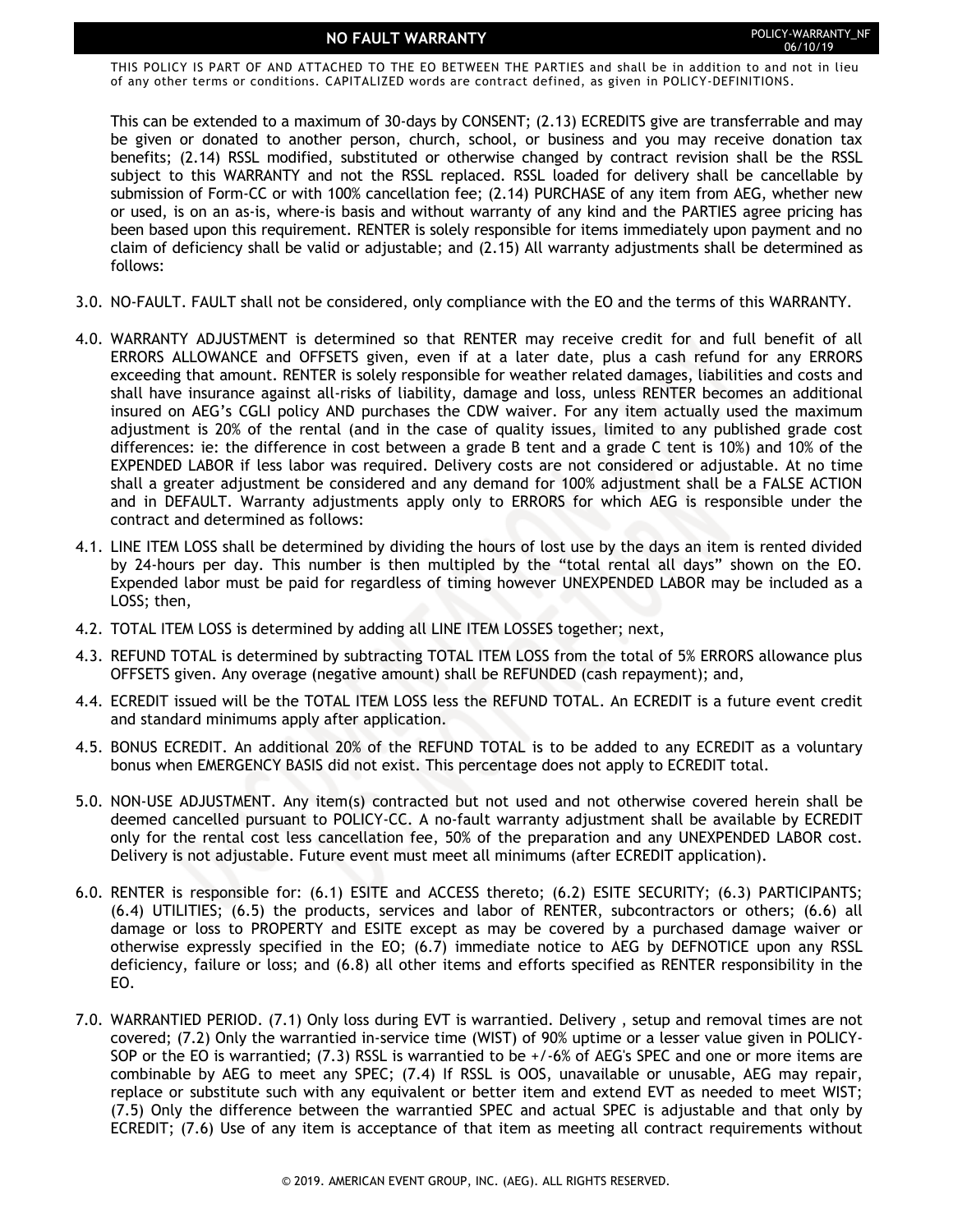THIS POLICY IS PART OF AND ATTACHED TO THE EO BETWEEN THE PARTIES and shall be in addition to and not in lieu of any other terms or conditions. CAPITALIZED words are contract defined, as given in POLICY-DEFINITIONS.

This can be extended to a maximum of 30-days by CONSENT; (2.13) ECREDITS give are transferrable and may be given or donated to another person, church, school, or business and you may receive donation tax benefits; (2.14) RSSL modified, substituted or otherwise changed by contract revision shall be the RSSL subject to this WARRANTY and not the RSSL replaced. RSSL loaded for delivery shall be cancellable by submission of Form-CC or with 100% cancellation fee; (2.14) PURCHASE of any item from AEG, whether new or used, is on an as-is, where-is basis and without warranty of any kind and the PARTIES agree pricing has been based upon this requirement. RENTER is solely responsible for items immediately upon payment and no claim of deficiency shall be valid or adjustable; and (2.15) All warranty adjustments shall be determined as follows:

3.0. NO-FAULT. FAULT shall not be considered, only compliance with the EO and the terms of this WARRANTY.

4.0. WARRANTY ADJUSTMENT is determined so that RENTER may receive credit for and full benefit of all ERRORS ALLOWANCE and OFFSETS given, even if at a later date, plus a cash refund for any ERRORS exceeding that amount. RENTER is solely responsible for weather related damages, liabilities and costs and shall have insurance against all-risks of liability, damage and loss, unless RENTER becomes an additional insured on AEG's CGLI policy AND purchases the CDW waiver. For any item actually used the maximum adjustment is 20% of the rental (and in the case of quality issues, limited to any published grade cost differences: ie: the difference in cost between a grade B tent and a grade C tent is 10%) and 10% of the EXPENDED LABOR if less labor was required. Delivery costs are not considered or adjustable. At no time shall a greater adjustment be considered and any demand for 100% adjustment shall be a FALSE ACTION and in DEFAULT. Warranty adjustments apply only to ERRORS for which AEG is responsible under the contract and determined as follows:

4.1. LINE ITEM LOSS shall be determined by dividing the hours of lost use by the days an item is rented divided by 24-hours per day. This number is then multipled by the "total rental all days" shown on the EO. Expended labor must be paid for regardless of timing however UNEXPENDED LABOR may be included as a LOSS; then,

4.2. TOTAL ITEM LOSS is determined by adding all LINE ITEM LOSSES together; next,

4.3. REFUND TOTAL is determined by subtracting TOTAL ITEM LOSS from the total of 5% ERRORS allowance plus OFFSETS given. Any overage (negative amount) shall be REFUNDED (cash repayment); and,

4.4. ECREDIT issued will be the TOTAL ITEM LOSS less the REFUND TOTAL. An ECREDIT is a future event credit and standard minimums apply after application.

4.5. BONUS ECREDIT. An additional 20% of the REFUND TOTAL is to be added to any ECREDIT as a voluntary bonus when EMERGENCY BASIS did not exist. This percentage does not apply to ECREDIT total.

5.0. NON-USE ADJUSTMENT. Any item(s) contracted but not used and not otherwise covered herein shall be deemed cancelled pursuant to POLICY-CC. A no-fault warranty adjustment shall be available by ECREDIT only for the rental cost less cancellation fee, 50% of the preparation and any UNEXPENDED LABOR cost. Delivery is not adjustable. Future event must meet all minimums (after ECREDIT application).

6.0. RENTER is responsible for: (6.1) ESITE and ACCESS thereto; (6.2) ESITE SECURITY; (6.3) PARTICIPANTS; (6.4) UTILITIES; (6.5) the products, services and labor of RENTER, subcontractors or others; (6.6) all damage or loss to PROPERTY and ESITE except as may be covered by a purchased damage waiver or otherwise expressly specified in the EO; (6.7) immediate notice to AEG by DEFNOTICE upon any RSSL deficiency, failure or loss; and (6.8) all other items and efforts specified as RENTER responsibility in the EO.

7.0. WARRANTIED PERIOD. (7.1) Only loss during EVT is warrantied. Delivery , setup and removal times are not covered; (7.2) Only the warrantied in-service time (WIST) of 90% uptime or a lesser value given in POLICY-SOP or the EO is warrantied; (7.3) RSSL is warrantied to be +/-6% of AEG's SPEC and one or more items are combinable by AEG to meet any SPEC; (7.4) If RSSL is OOS, unavailable or unusable, AEG may repair, replace or substitute such with any equivalent or better item and extend EVT as needed to meet WIST; (7.5) Only the difference between the warrantied SPEC and actual SPEC is adjustable and that only by ECREDIT; (7.6) Use of any item is acceptance of that item as meeting all contract requirements without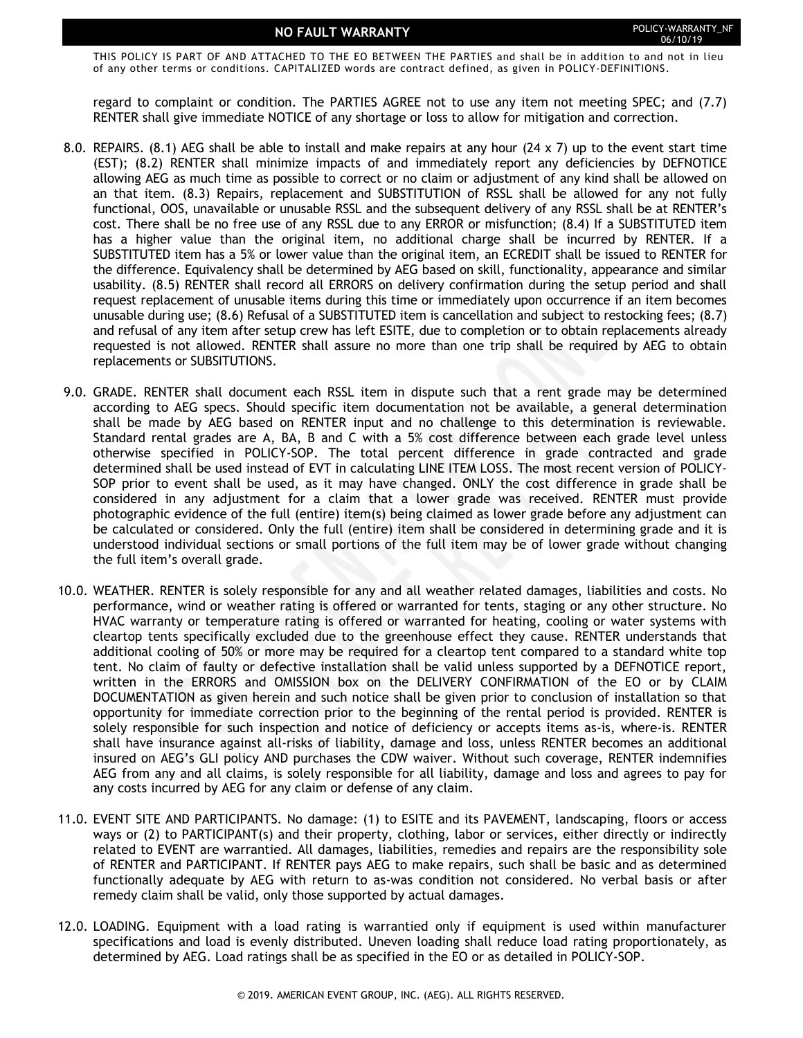regard to complaint or condition. The PARTIES AGREE not to use any item not meeting SPEC; and (7.7) RENTER shall give immediate NOTICE of any shortage or loss to allow for mitigation and correction.

8.0. REPAIRS. (8.1) AEG shall be able to install and make repairs at any hour (24 x 7) up to the event start time (EST); (8.2) RENTER shall minimize impacts of and immediately report any deficiencies by DEFNOTICE allowing AEG as much time as possible to correct or no claim or adjustment of any kind shall be allowed on an that item. (8.3) Repairs, replacement and SUBSTITUTION of RSSL shall be allowed for any not fully functional, OOS, unavailable or unusable RSSL and the subsequent delivery of any RSSL shall be at RENTER's cost. There shall be no free use of any RSSL due to any ERROR or misfunction; (8.4) If a SUBSTITUTED item has a higher value than the original item, no additional charge shall be incurred by RENTER. If a SUBSTITUTED item has a 5% or lower value than the original item, an ECREDIT shall be issued to RENTER for the difference. Equivalency shall be determined by AEG based on skill, functionality, appearance and similar usability. (8.5) RENTER shall record all ERRORS on delivery confirmation during the setup period and shall request replacement of unusable items during this time or immediately upon occurrence if an item becomes unusable during use; (8.6) Refusal of a SUBSTITUTED item is cancellation and subject to restocking fees; (8.7) and refusal of any item after setup crew has left ESITE, due to completion or to obtain replacements already requested is not allowed. RENTER shall assure no more than one trip shall be required by AEG to obtain replacements or SUBSITUTIONS.

9.0. GRADE. RENTER shall document each RSSL item in dispute such that a rent grade may be determined according to AEG specs. Should specific item documentation not be available, a general determination shall be made by AEG based on RENTER input and no challenge to this determination is reviewable. Standard rental grades are A, BA, B and C with a 5% cost difference between each grade level unless otherwise specified in POLICY-SOP. The total percent difference in grade contracted and grade determined shall be used instead of EVT in calculating LINE ITEM LOSS. The most recent version of POLICY-SOP prior to event shall be used, as it may have changed. ONLY the cost difference in grade shall be considered in any adjustment for a claim that a lower grade was received. RENTER must provide photographic evidence of the full (entire) item(s) being claimed as lower grade before any adjustment can be calculated or considered. Only the full (entire) item shall be considered in determining grade and it is understood individual sections or small portions of the full item may be of lower grade without changing the full item's overall grade.

10.0. WEATHER. RENTER is solely responsible for any and all weather related damages, liabilities and costs. No performance, wind or weather rating is offered or warranted for tents, staging or any other structure. No HVAC warranty or temperature rating is offered or warranted for heating, cooling or water systems with cleartop tents specifically excluded due to the greenhouse effect they cause. RENTER understands that additional cooling of 50% or more may be required for a cleartop tent compared to a standard white top tent. No claim of faulty or defective installation shall be valid unless supported by a DEFNOTICE report, written in the ERRORS and OMISSION box on the DELIVERY CONFIRMATION of the EO or by CLAIM DOCUMENTATION as given herein and such notice shall be given prior to conclusion of installation so that opportunity for immediate correction prior to the beginning of the rental period is provided. RENTER is solely responsible for such inspection and notice of deficiency or accepts items as-is, where-is. RENTER shall have insurance against all-risks of liability, damage and loss, unless RENTER becomes an additional insured on AEG's GLI policy AND purchases the CDW waiver. Without such coverage, RENTER indemnifies AEG from any and all claims, is solely responsible for all liability, damage and loss and agrees to pay for any costs incurred by AEG for any claim or defense of any claim.

11.0. EVENT SITE AND PARTICIPANTS. No damage: (1) to ESITE and its PAVEMENT, landscaping, floors or access ways or (2) to PARTICIPANT(s) and their property, clothing, labor or services, either directly or indirectly related to EVENT are warrantied. All damages, liabilities, remedies and repairs are the responsibility sole of RENTER and PARTICIPANT. If RENTER pays AEG to make repairs, such shall be basic and as determined functionally adequate by AEG with return to as-was condition not considered. No verbal basis or after remedy claim shall be valid, only those supported by actual damages.

12.0. LOADING. Equipment with a load rating is warrantied only if equipment is used within manufacturer specifications and load is evenly distributed. Uneven loading shall reduce load rating proportionately, as determined by AEG. Load ratings shall be as specified in the EO or as detailed in POLICY-SOP.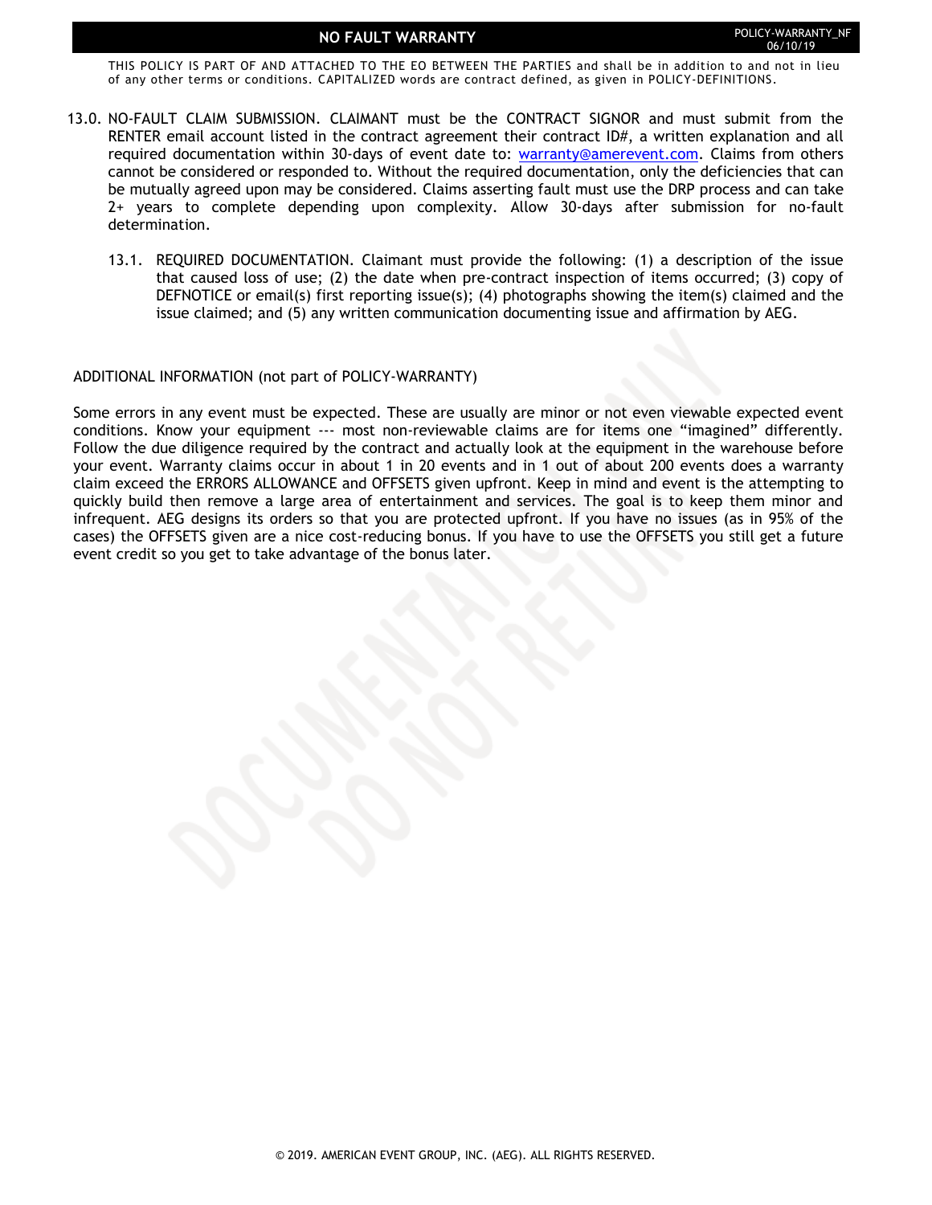# NO FAULT WARRANTY

POLICY-WARRANTY_NF
06/10/19

THIS POLICY IS PART OF AND ATTACHED TO THE EO BETWEEN THE PARTIES and shall be in addition to and not in lieu of any other terms or conditions. CAPITALIZED words are contract defined, as given in POLICY-DEFINITIONS.

13.0. NO-FAULT CLAIM SUBMISSION. CLAIMANT must be the CONTRACT SIGNOR and must submit from the RENTER email account listed in the contract agreement their contract ID#, a written explanation and all required documentation within 30-days of event date to: warranty@amerevent.com. Claims from others cannot be considered or responded to. Without the required documentation, only the deficiencies that can be mutually agreed upon may be considered. Claims asserting fault must use the DRP process and can take 2+ years to complete depending upon complexity. Allow 30-days after submission for no-fault determination.

13.1. REQUIRED DOCUMENTATION. Claimant must provide the following: (1) a description of the issue that caused loss of use; (2) the date when pre-contract inspection of items occurred; (3) copy of DEFNOTICE or email(s) first reporting issue(s); (4) photographs showing the item(s) claimed and the issue claimed; and (5) any written communication documenting issue and affirmation by AEG.

ADDITIONAL INFORMATION (not part of POLICY-WARRANTY)

Some errors in any event must be expected. These are usually are minor or not even viewable expected event conditions. Know your equipment --- most non-reviewable claims are for items one "imagined" differently. Follow the due diligence required by the contract and actually look at the equipment in the warehouse before your event. Warranty claims occur in about 1 in 20 events and in 1 out of about 200 events does a warranty claim exceed the ERRORS ALLOWANCE and OFFSETS given upfront. Keep in mind and event is the attempting to quickly build then remove a large area of entertainment and services. The goal is to keep them minor and infrequent. AEG designs its orders so that you are protected upfront. If you have no issues (as in 95% of the cases) the OFFSETS given are a nice cost-reducing bonus. If you have to use the OFFSETS you still get a future event credit so you get to take advantage of the bonus later.

© 2019. AMERICAN EVENT GROUP, INC. (AEG). ALL RIGHTS RESERVED.